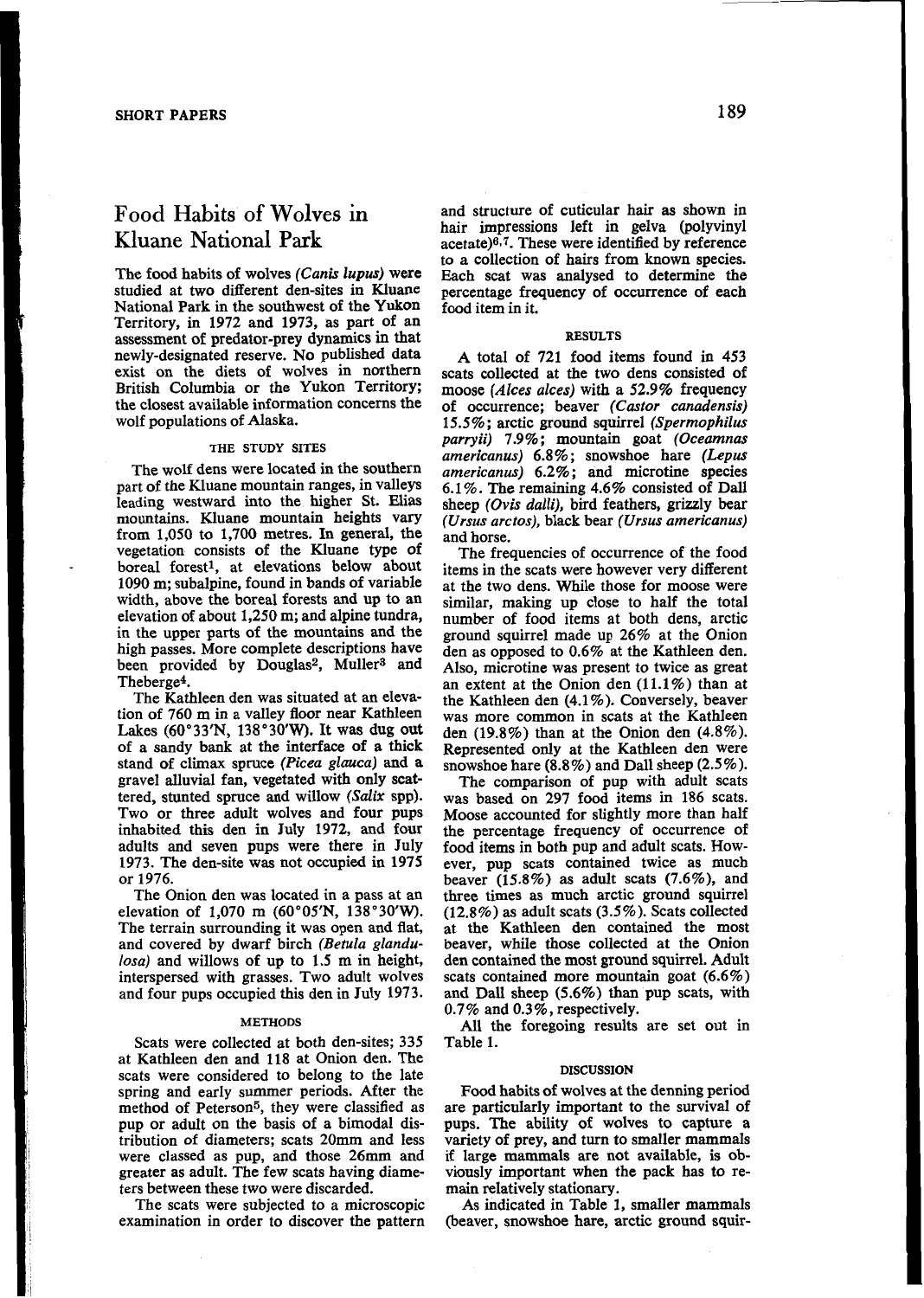# Food Habits of Wolves in Kluane National Park

The food habits of wolves (*Canis lupus*) were studied at two different den-sites in Kluane National Park in the southwest of the Yukon Territory, in 1972 and 1973, as part of an assessment of predator-prey dynamics in that newly-designated reserve. No published data exist on the diets of wolves in northern British Columbia or the Yukon Territory; the closest available information concerns the wolf populations of Alaska.

## THE STUDY SITES

The wolf dens were located in the southern part of the Kluane mountain ranges, in valleys leading westward into the higher St. Elias mountains. Kluane mountain heights vary from 1,050 to 1,700 metres. In general, the vegetation consists of the Kluane type of boreal forest[1], at elevations below about 1090 m; subalpine, found in bands of variable width, above the boreal forests and up to an elevation of about 1,250 m; and alpine tundra, in the upper parts of the mountains and the high passes. More complete descriptions have been provided by Douglas[2], Muller[3] and Theberge[4].

The Kathleen den was situated at an elevation of 760 m in a valley floor near Kathleen Lakes (60°33'N, 138°30'W). It was dug out of a sandy bank at the interface of a thick stand of climax spruce (*Picea glauca*) and a gravel alluvial fan, vegetated with only scattered, stunted spruce and willow (*Salix* spp). Two or three adult wolves and four pups inhabited this den in July 1972, and four adults and seven pups were there in July 1973. The den-site was not occupied in 1975 or 1976.

The Onion den was located in a pass at an elevation of 1,070 m (60°05'N, 138°30'W). The terrain surrounding it was open and flat, and covered by dwarf birch (*Betula glandulosa*) and willows of up to 1.5 m in height, interspersed with grasses. Two adult wolves and four pups occupied this den in July 1973.

## METHODS

Scats were collected at both den-sites; 335 at Kathleen den and 118 at Onion den. The scats were considered to belong to the late spring and early summer periods. After the method of Peterson[5], they were classified as pup or adult on the basis of a bimodal distribution of diameters; scats 20mm and less were classed as pup, and those 26mm and greater as adult. The few scats having diameters between these two were discarded.

The scats were subjected to a microscopic examination in order to discover the pattern and structure of cuticular hair as shown in hair impressions left in gelva (polyvinyl acetate)[6,7]. These were identified by reference to a collection of hairs from known species. Each scat was analysed to determine the percentage frequency of occurrence of each food item in it.

## RESULTS

A total of 721 food items found in 453 scats collected at the two dens consisted of moose (*Alces alces*) with a 52.9% frequency of occurrence; beaver (*Castor canadensis*) 15.5%; arctic ground squirrel (*Spermophilus parryii*) 7.9%; mountain goat (*Oceamnas americanus*) 6.8%; snowshoe hare (*Lepus americanus*) 6.2%; and microtine species 6.1%. The remaining 4.6% consisted of Dall sheep (*Ovis dalli*), bird feathers, grizzly bear (*Ursus arctos*), black bear (*Ursus americanus*) and horse.

The frequencies of occurrence of the food items in the scats were however very different at the two dens. While those for moose were similar, making up close to half the total number of food items at both dens, arctic ground squirrel made up 26% at the Onion den as opposed to 0.6% at the Kathleen den. Also, microtine was present to twice as great an extent at the Onion den (11.1%) than at the Kathleen den (4.1%). Conversely, beaver was more common in scats at the Kathleen den (19.8%) than at the Onion den (4.8%). Represented only at the Kathleen den were snowshoe hare (8.8%) and Dall sheep (2.5%).

The comparison of pup with adult scats was based on 297 food items in 186 scats. Moose accounted for slightly more than half the percentage frequency of occurrence of food items in both pup and adult scats. However, pup scats contained twice as much beaver (15.8%) as adult scats (7.6%), and three times as much arctic ground squirrel (12.8%) as adult scats (3.5%). Scats collected at the Kathleen den contained the most beaver, while those collected at the Onion den contained the most ground squirrel. Adult scats contained more mountain goat (6.6%) and Dall sheep (5.6%) than pup scats, with 0.7% and 0.3%, respectively.

All the foregoing results are set out in Table 1.

## DISCUSSION

Food habits of wolves at the denning period are particularly important to the survival of pups. The ability of wolves to capture a variety of prey, and turn to smaller mammals if large mammals are not available, is obviously important when the pack has to remain relatively stationary.

As indicated in Table 1, smaller mammals (beaver, snowshoe hare, arctic ground squir-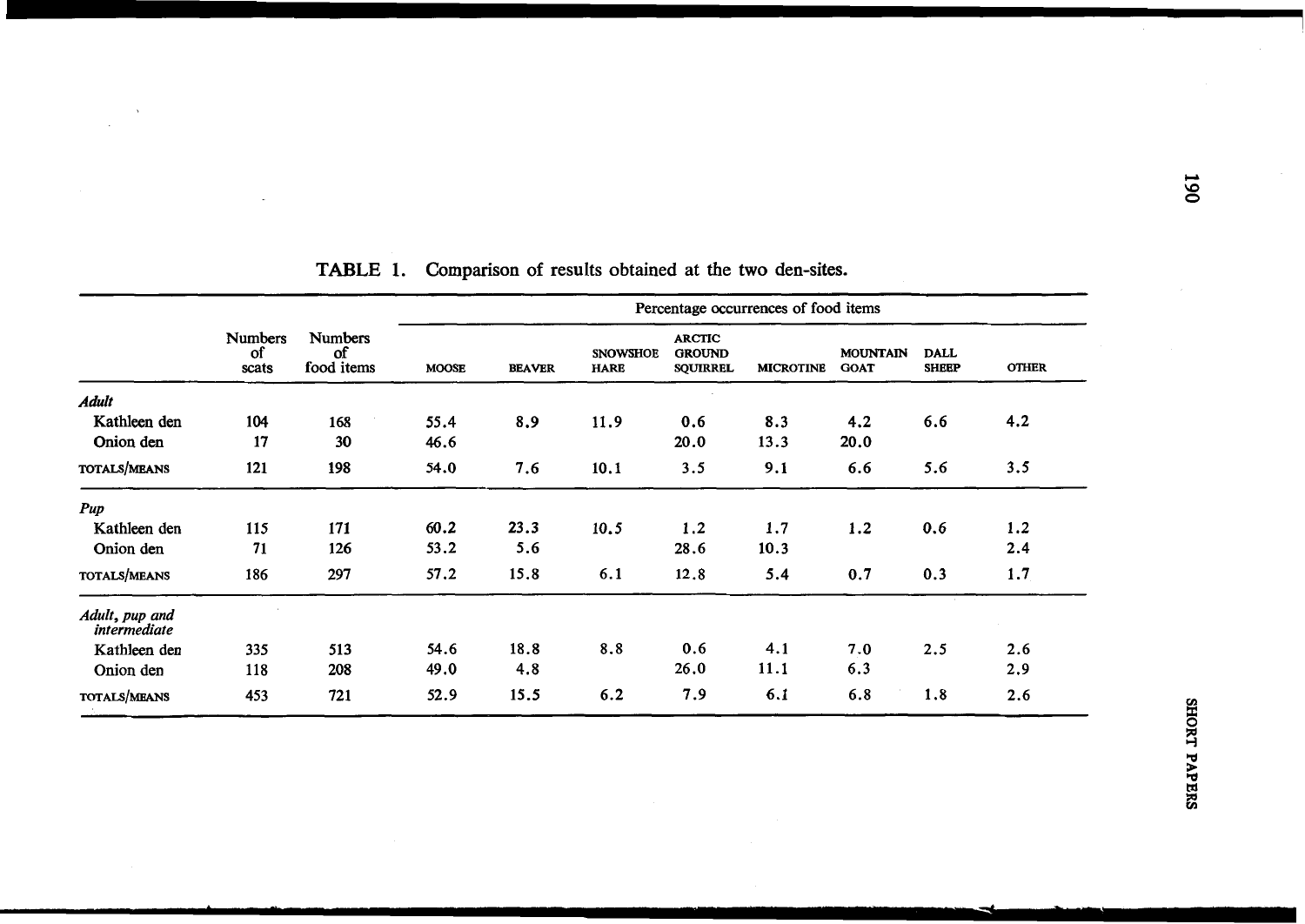**TABLE 1.** Comparison of results obtained at the two den-sites.

| | Numbers of scats | Numbers of food items | Percentage occurrences of food items | | | | | | | |
|---|---|---|---|---|---|---|---|---|---|---|
| | | | MOOSE | BEAVER | SNOWSHOE HARE | ARCTIC GROUND SQUIRREL | MICROTINE | MOUNTAIN GOAT | DALL SHEEP | OTHER |
| ***Adult*** | | | | | | | | | | |
| Kathleen den | 104 | 168 | 55.4 | 8.9 | 11.9 | 0.6 | 8.3 | 4.2 | 6.6 | 4.2 |
| Onion den | 17 | 30 | 46.6 | | | 20.0 | 13.3 | 20.0 | | |
| TOTALS/MEANS | 121 | 198 | 54.0 | 7.6 | 10.1 | 3.5 | 9.1 | 6.6 | 5.6 | 3.5 |
| ***Pup*** | | | | | | | | | | |
| Kathleen den | 115 | 171 | 60.2 | 23.3 | 10.5 | 1.2 | 1.7 | 1.2 | 0.6 | 1.2 |
| Onion den | 71 | 126 | 53.2 | 5.6 | | 28.6 | 10.3 | | | 2.4 |
| TOTALS/MEANS | 186 | 297 | 57.2 | 15.8 | 6.1 | 12.8 | 5.4 | 0.7 | 0.3 | 1.7 |
| ***Adult, pup and intermediate*** | | | | | | | | | | |
| Kathleen den | 335 | 513 | 54.6 | 18.8 | 8.8 | 0.6 | 4.1 | 7.0 | 2.5 | 2.6 |
| Onion den | 118 | 208 | 49.0 | 4.8 | | 26.0 | 11.1 | 6.3 | | 2.9 |
| TOTALS/MEANS | 453 | 721 | 52.9 | 15.5 | 6.2 | 7.9 | 6.1 | 6.8 | 1.8 | 2.6 |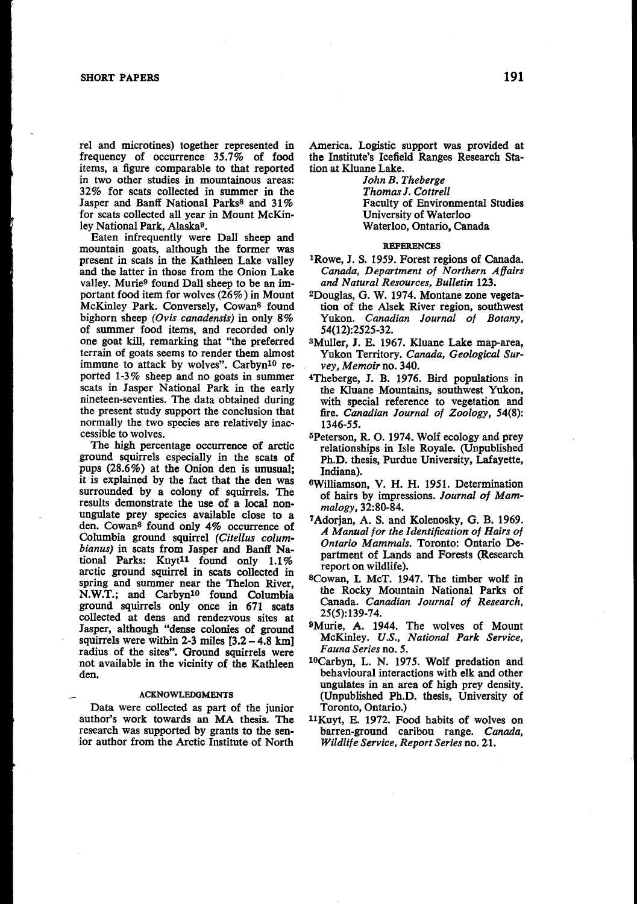rel and microtines) together represented in frequency of occurrence 35.7% of food items, a figure comparable to that reported in two other studies in mountainous areas: 32% for scats collected in summer in the Jasper and Banff National Parks[8] and 31% for scats collected all year in Mount McKinley National Park, Alaska[9].

Eaten infrequently were Dall sheep and mountain goats, although the former was present in scats in the Kathleen Lake valley and the latter in those from the Onion Lake valley. Murie[9] found Dall sheep to be an important food item for wolves (26%) in Mount McKinley Park. Conversely, Cowan[8] found bighorn sheep *(Ovis canadensis)* in only 8% of summer food items, and recorded only one goat kill, remarking that "the preferred terrain of goats seems to render them almost immune to attack by wolves". Carbyn[10] reported 1-3% sheep and no goats in summer scats in Jasper National Park in the early nineteen-seventies. The data obtained during the present study support the conclusion that normally the two species are relatively inaccessible to wolves.

The high percentage occurrence of arctic ground squirrels especially in the scats of pups (28.6%) at the Onion den is unusual; it is explained by the fact that the den was surrounded by a colony of squirrels. The results demonstrate the use of a local non-ungulate prey species available close to a den. Cowan[8] found only 4% occurrence of Columbia ground squirrel *(Citellus columbianus)* in scats from Jasper and Banff National Parks: Kuyt[11] found only 1.1% arctic ground squirrel in scats collected in spring and summer near the Thelon River, N.W.T.; and Carbyn[10] found Columbia ground squirrels only once in 671 scats collected at dens and rendezvous sites at Jasper, although "dense colonies of ground squirrels were within 2-3 miles [3.2 – 4.8 km] radius of the sites". Ground squirrels were not available in the vicinity of the Kathleen den.

## ACKNOWLEDGMENTS

Data were collected as part of the junior author's work towards an MA thesis. The research was supported by grants to the senior author from the Arctic Institute of North America. Logistic support was provided at the Institute's Icefield Ranges Research Station at Kluane Lake.

*John B. Theberge*
*Thomas J. Cottrell*
Faculty of Environmental Studies
University of Waterloo
Waterloo, Ontario, Canada

## REFERENCES

[1]Rowe, J. S. 1959. Forest regions of Canada. *Canada, Department of Northern Affairs and Natural Resources, Bulletin* 123.

[2]Douglas, G. W. 1974. Montane zone vegetation of the Alsek River region, southwest Yukon. *Canadian Journal of Botany,* 54(12):2525-32.

[3]Muller, J. E. 1967. Kluane Lake map-area, Yukon Territory. *Canada, Geological Survey, Memoir* no. 340.

[4]Theberge, J. B. 1976. Bird populations in the Kluane Mountains, southwest Yukon, with special reference to vegetation and fire. *Canadian Journal of Zoology,* 54(8): 1346-55.

[5]Peterson, R. O. 1974. Wolf ecology and prey relationships in Isle Royale. (Unpublished Ph.D. thesis, Purdue University, Lafayette, Indiana).

[6]Williamson, V. H. H. 1951. Determination of hairs by impressions. *Journal of Mammalogy,* 32:80-84.

[7]Adorjan, A. S. and Kolenosky, G. B. 1969. *A Manual for the Identification of Hairs of Ontario Mammals.* Toronto: Ontario Department of Lands and Forests (Research report on wildlife).

[8]Cowan, I. McT. 1947. The timber wolf in the Rocky Mountain National Parks of Canada. *Canadian Journal of Research,* 25(5):139-74.

[9]Murie, A. 1944. The wolves of Mount McKinley. *U.S., National Park Service, Fauna Series* no. 5.

[10]Carbyn, L. N. 1975. Wolf predation and behavioural interactions with elk and other ungulates in an area of high prey density. (Unpublished Ph.D. thesis, University of Toronto, Ontario.)

[11]Kuyt, E. 1972. Food habits of wolves on barren-ground caribou range. *Canada, Wildlife Service, Report Series* no. 21.